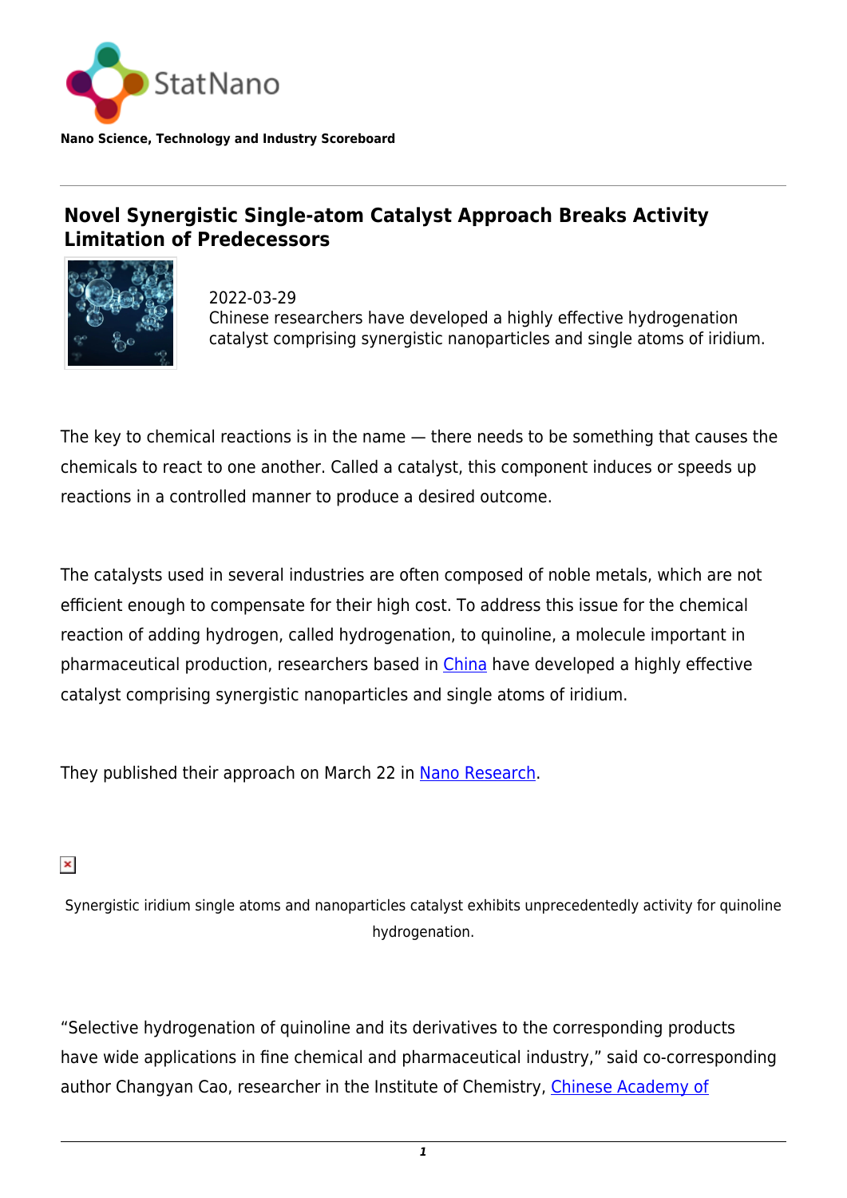StatNano

**Nano Science, Technology and Industry Scoreboard**

# Novel Synergistic Single-atom Catalyst Approach Breaks Activity Limitation of Predecessors

2022-03-29
Chinese researchers have developed a highly effective hydrogenation catalyst comprising synergistic nanoparticles and single atoms of iridium.

The key to chemical reactions is in the name — there needs to be something that causes the chemicals to react to one another. Called a catalyst, this component induces or speeds up reactions in a controlled manner to produce a desired outcome.

The catalysts used in several industries are often composed of noble metals, which are not efficient enough to compensate for their high cost. To address this issue for the chemical reaction of adding hydrogen, called hydrogenation, to quinoline, a molecule important in pharmaceutical production, researchers based in [China](https://statnano.com/country/China) have developed a highly effective catalyst comprising synergistic nanoparticles and single atoms of iridium.

They published their approach on March 22 in [Nano Research](https://statnano.com/publication/Nano-Research).

Synergistic iridium single atoms and nanoparticles catalyst exhibits unprecedentedly activity for quinoline hydrogenation.

"Selective hydrogenation of quinoline and its derivatives to the corresponding products have wide applications in fine chemical and pharmaceutical industry," said co-corresponding author Changyan Cao, researcher in the Institute of Chemistry, Chinese Academy of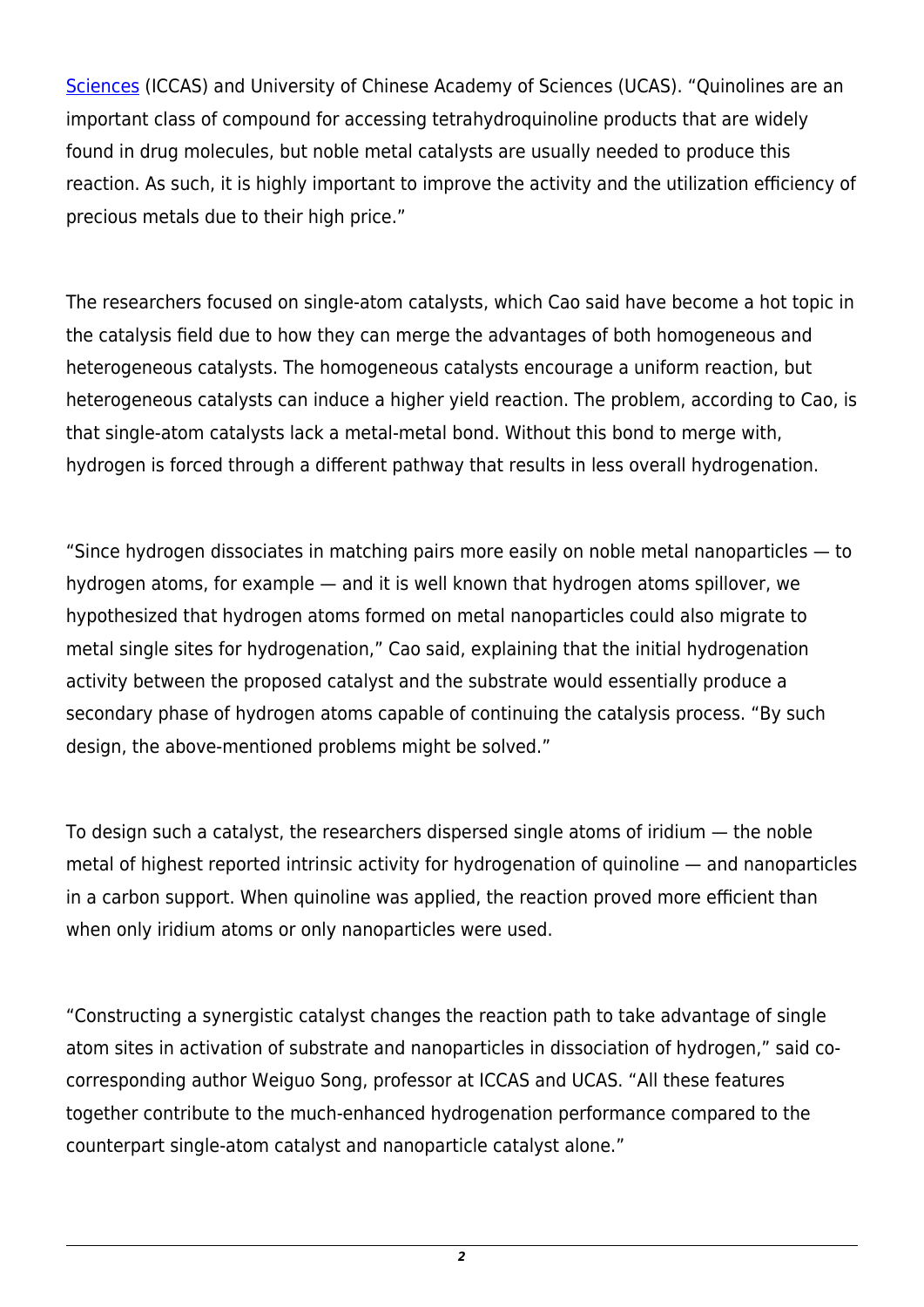[Sciences](#) (ICCAS) and University of Chinese Academy of Sciences (UCAS). "Quinolines are an important class of compound for accessing tetrahydroquinoline products that are widely found in drug molecules, but noble metal catalysts are usually needed to produce this reaction. As such, it is highly important to improve the activity and the utilization efficiency of precious metals due to their high price."

The researchers focused on single-atom catalysts, which Cao said have become a hot topic in the catalysis field due to how they can merge the advantages of both homogeneous and heterogeneous catalysts. The homogeneous catalysts encourage a uniform reaction, but heterogeneous catalysts can induce a higher yield reaction. The problem, according to Cao, is that single-atom catalysts lack a metal-metal bond. Without this bond to merge with, hydrogen is forced through a different pathway that results in less overall hydrogenation.

"Since hydrogen dissociates in matching pairs more easily on noble metal nanoparticles — to hydrogen atoms, for example — and it is well known that hydrogen atoms spillover, we hypothesized that hydrogen atoms formed on metal nanoparticles could also migrate to metal single sites for hydrogenation," Cao said, explaining that the initial hydrogenation activity between the proposed catalyst and the substrate would essentially produce a secondary phase of hydrogen atoms capable of continuing the catalysis process. "By such design, the above-mentioned problems might be solved."

To design such a catalyst, the researchers dispersed single atoms of iridium — the noble metal of highest reported intrinsic activity for hydrogenation of quinoline — and nanoparticles in a carbon support. When quinoline was applied, the reaction proved more efficient than when only iridium atoms or only nanoparticles were used.

"Constructing a synergistic catalyst changes the reaction path to take advantage of single atom sites in activation of substrate and nanoparticles in dissociation of hydrogen," said co-corresponding author Weiguo Song, professor at ICCAS and UCAS. "All these features together contribute to the much-enhanced hydrogenation performance compared to the counterpart single-atom catalyst and nanoparticle catalyst alone."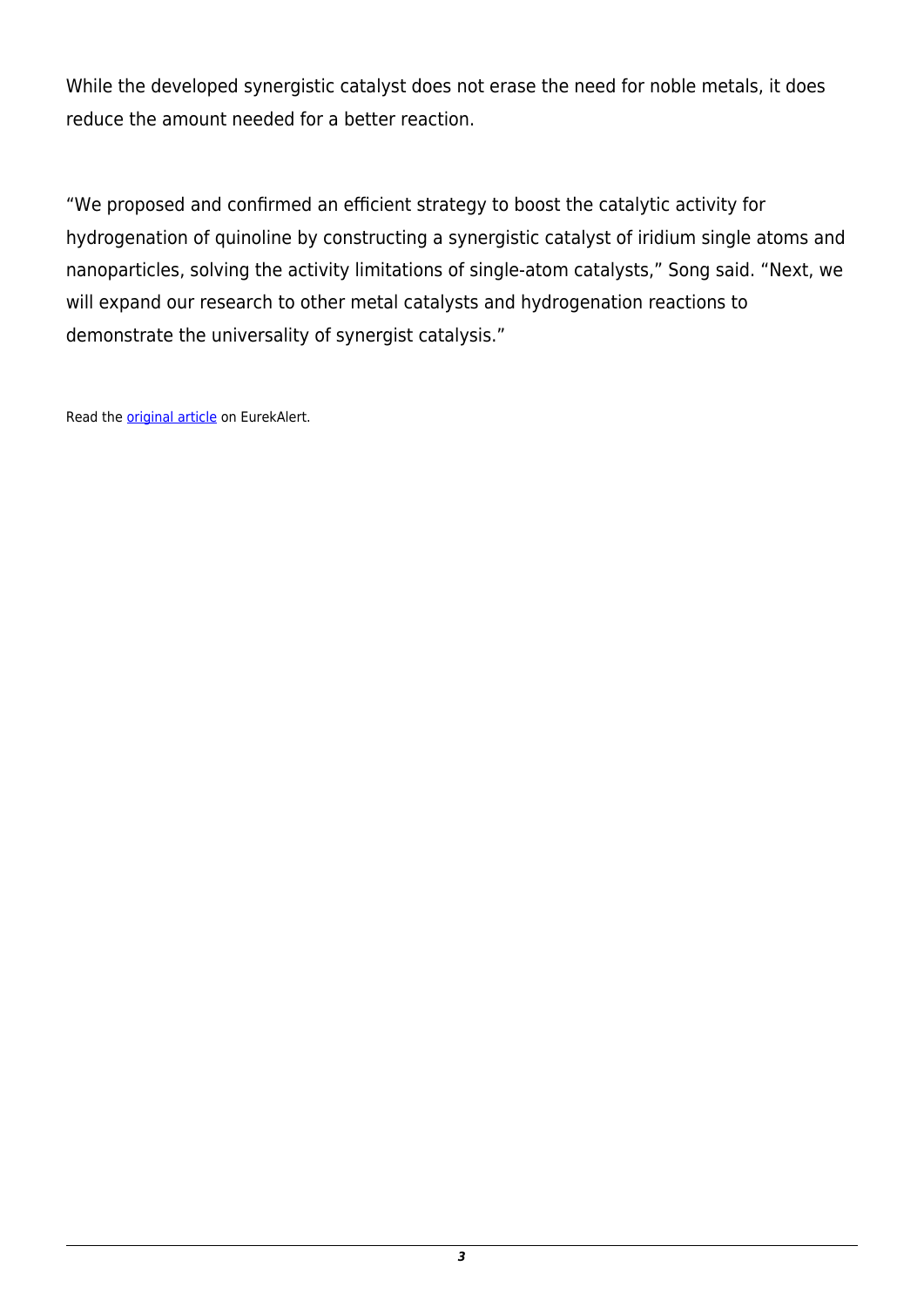While the developed synergistic catalyst does not erase the need for noble metals, it does reduce the amount needed for a better reaction.

“We proposed and confirmed an efficient strategy to boost the catalytic activity for hydrogenation of quinoline by constructing a synergistic catalyst of iridium single atoms and nanoparticles, solving the activity limitations of single-atom catalysts,” Song said. “Next, we will expand our research to other metal catalysts and hydrogenation reactions to demonstrate the universality of synergist catalysis.”

Read the original article on EurekAlert.